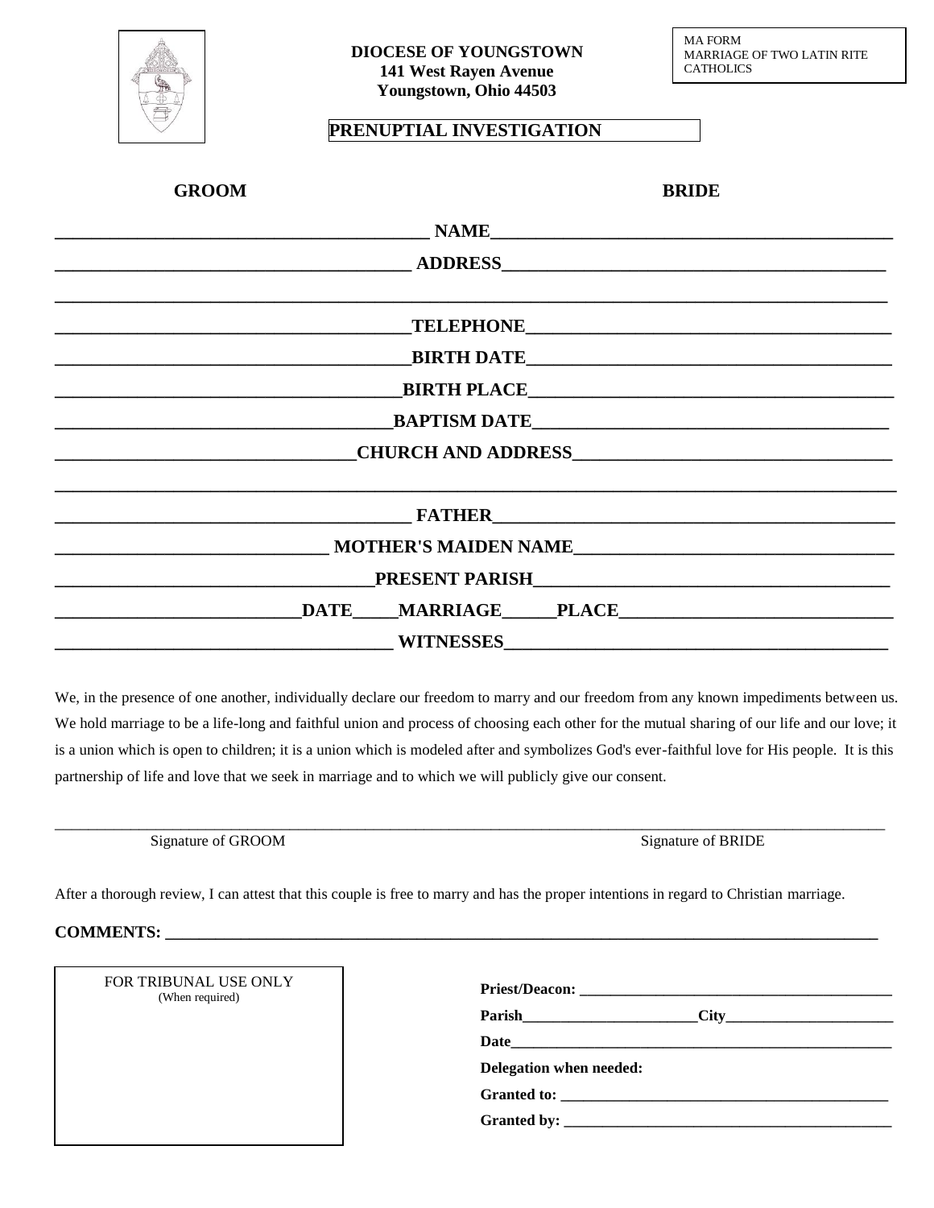**DIOCESE OF YOUNGSTOWN**
**141 West Rayen Avenue**
**Youngstown, Ohio 44503**

MA FORM
MARRIAGE OF TWO LATIN RITE CATHOLICS

# PRENUPTIAL INVESTIGATION

| GROOM | | BRIDE |
|---|---|---|
| ____________________ | **NAME** | ____________________ |
| ____________________ | **ADDRESS** | ____________________ |
| ____________________ | | ____________________ |
| ____________________ | **TELEPHONE** | ____________________ |
| ____________________ | **BIRTH DATE** | ____________________ |
| ____________________ | **BIRTH PLACE** | ____________________ |
| ____________________ | **BAPTISM DATE** | ____________________ |
| ____________________ | **CHURCH AND ADDRESS** | ____________________ |
| ____________________ | | ____________________ |
| ____________________ | **FATHER** | ____________________ |
| ____________________ | **MOTHER'S MAIDEN NAME** | ____________________ |
| ____________________ | **PRESENT PARISH** | ____________________ |
| ____________________ | **DATE ____ MARRIAGE ____ PLACE** | ____________________ |
| ____________________ | **WITNESSES** | ____________________ |

We, in the presence of one another, individually declare our freedom to marry and our freedom from any known impediments between us. We hold marriage to be a life-long and faithful union and process of choosing each other for the mutual sharing of our life and our love; it is a union which is open to children; it is a union which is modeled after and symbolizes God's ever-faithful love for His people. It is this partnership of life and love that we seek in marriage and to which we will publicly give our consent.

______________________________________________________________________

Signature of GROOM                                        Signature of BRIDE

After a thorough review, I can attest that this couple is free to marry and has the proper intentions in regard to Christian marriage.

**COMMENTS:** ______________________________________________

FOR TRIBUNAL USE ONLY
(When required)

**Priest/Deacon:** ______________________________

**Parish**____________________**City**____________________

**Date**______________________________

**Delegation when needed:**

**Granted to:** ______________________________

**Granted by:** ______________________________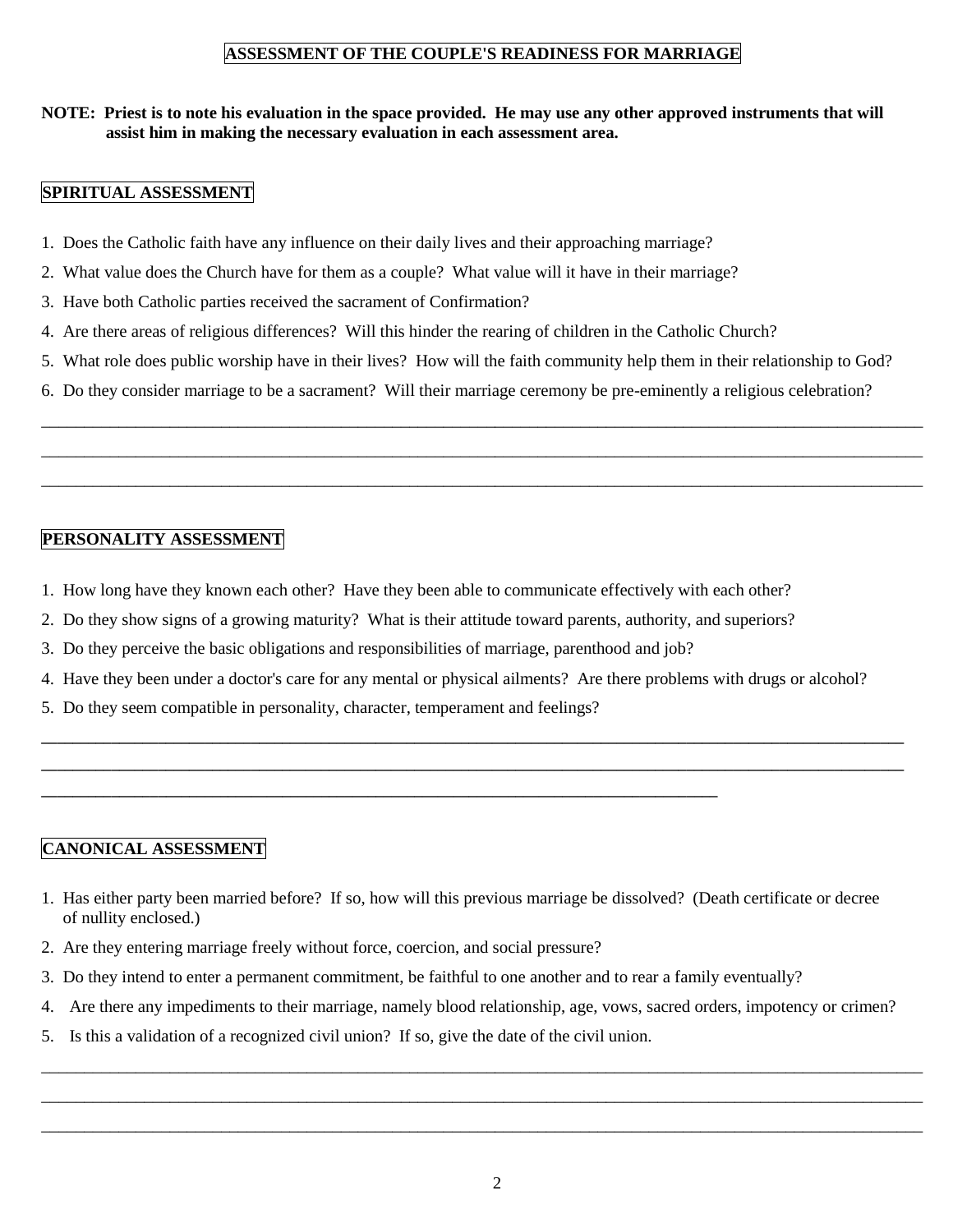## ASSESSMENT OF THE COUPLE'S READINESS FOR MARRIAGE

**NOTE: Priest is to note his evaluation in the space provided. He may use any other approved instruments that will assist him in making the necessary evaluation in each assessment area.**

### SPIRITUAL ASSESSMENT

1. Does the Catholic faith have any influence on their daily lives and their approaching marriage?
2. What value does the Church have for them as a couple? What value will it have in their marriage?
3. Have both Catholic parties received the sacrament of Confirmation?
4. Are there areas of religious differences? Will this hinder the rearing of children in the Catholic Church?
5. What role does public worship have in their lives? How will the faith community help them in their relationship to God?
6. Do they consider marriage to be a sacrament? Will their marriage ceremony be pre-eminently a religious celebration?

\_\_\_\_\_\_\_\_\_\_\_\_\_\_\_\_\_\_\_\_\_\_\_\_\_\_\_\_\_\_\_\_\_\_\_\_\_\_\_\_\_\_\_\_\_\_\_\_\_\_\_\_\_\_\_\_\_\_\_\_\_\_\_\_\_\_\_\_\_\_\_\_\_\_\_\_\_\_

\_\_\_\_\_\_\_\_\_\_\_\_\_\_\_\_\_\_\_\_\_\_\_\_\_\_\_\_\_\_\_\_\_\_\_\_\_\_\_\_\_\_\_\_\_\_\_\_\_\_\_\_\_\_\_\_\_\_\_\_\_\_\_\_\_\_\_\_\_\_\_\_\_\_\_\_\_\_

\_\_\_\_\_\_\_\_\_\_\_\_\_\_\_\_\_\_\_\_\_\_\_\_\_\_\_\_\_\_\_\_\_\_\_\_\_\_\_\_\_\_\_\_\_\_\_\_\_\_\_\_\_\_\_\_\_\_\_\_\_\_\_\_\_\_\_\_\_\_\_\_\_\_\_\_\_\_

### PERSONALITY ASSESSMENT

1. How long have they known each other? Have they been able to communicate effectively with each other?
2. Do they show signs of a growing maturity? What is their attitude toward parents, authority, and superiors?
3. Do they perceive the basic obligations and responsibilities of marriage, parenthood and job?
4. Have they been under a doctor's care for any mental or physical ailments? Are there problems with drugs or alcohol?
5. Do they seem compatible in personality, character, temperament and feelings?

\_\_\_\_\_\_\_\_\_\_\_\_\_\_\_\_\_\_\_\_\_\_\_\_\_\_\_\_\_\_\_\_\_\_\_\_\_\_\_\_\_\_\_\_\_\_\_\_\_\_\_\_\_\_\_\_\_\_\_\_\_\_\_\_\_\_\_\_\_\_\_\_\_\_\_\_\_\_

\_\_\_\_\_\_\_\_\_\_\_\_\_\_\_\_\_\_\_\_\_\_\_\_\_\_\_\_\_\_\_\_\_\_\_\_\_\_\_\_\_\_\_\_\_\_\_\_\_\_\_\_\_\_\_\_\_\_\_\_\_\_\_\_\_\_\_\_\_\_\_\_\_\_\_\_\_\_

\_\_\_\_\_\_\_\_\_\_\_\_\_\_\_\_\_\_\_\_\_\_\_\_\_\_\_\_\_\_\_\_\_\_\_\_\_\_\_\_\_\_\_\_\_\_\_\_\_\_\_\_\_\_\_\_\_\_\_\_

### CANONICAL ASSESSMENT

1. Has either party been married before? If so, how will this previous marriage be dissolved? (Death certificate or decree of nullity enclosed.)
2. Are they entering marriage freely without force, coercion, and social pressure?
3. Do they intend to enter a permanent commitment, be faithful to one another and to rear a family eventually?
4. Are there any impediments to their marriage, namely blood relationship, age, vows, sacred orders, impotency or crimen?
5. Is this a validation of a recognized civil union? If so, give the date of the civil union.

\_\_\_\_\_\_\_\_\_\_\_\_\_\_\_\_\_\_\_\_\_\_\_\_\_\_\_\_\_\_\_\_\_\_\_\_\_\_\_\_\_\_\_\_\_\_\_\_\_\_\_\_\_\_\_\_\_\_\_\_\_\_\_\_\_\_\_\_\_\_\_\_\_\_\_\_\_\_

\_\_\_\_\_\_\_\_\_\_\_\_\_\_\_\_\_\_\_\_\_\_\_\_\_\_\_\_\_\_\_\_\_\_\_\_\_\_\_\_\_\_\_\_\_\_\_\_\_\_\_\_\_\_\_\_\_\_\_\_\_\_\_\_\_\_\_\_\_\_\_\_\_\_\_\_\_\_

\_\_\_\_\_\_\_\_\_\_\_\_\_\_\_\_\_\_\_\_\_\_\_\_\_\_\_\_\_\_\_\_\_\_\_\_\_\_\_\_\_\_\_\_\_\_\_\_\_\_\_\_\_\_\_\_\_\_\_\_\_\_\_\_\_\_\_\_\_\_\_\_\_\_\_\_\_\_